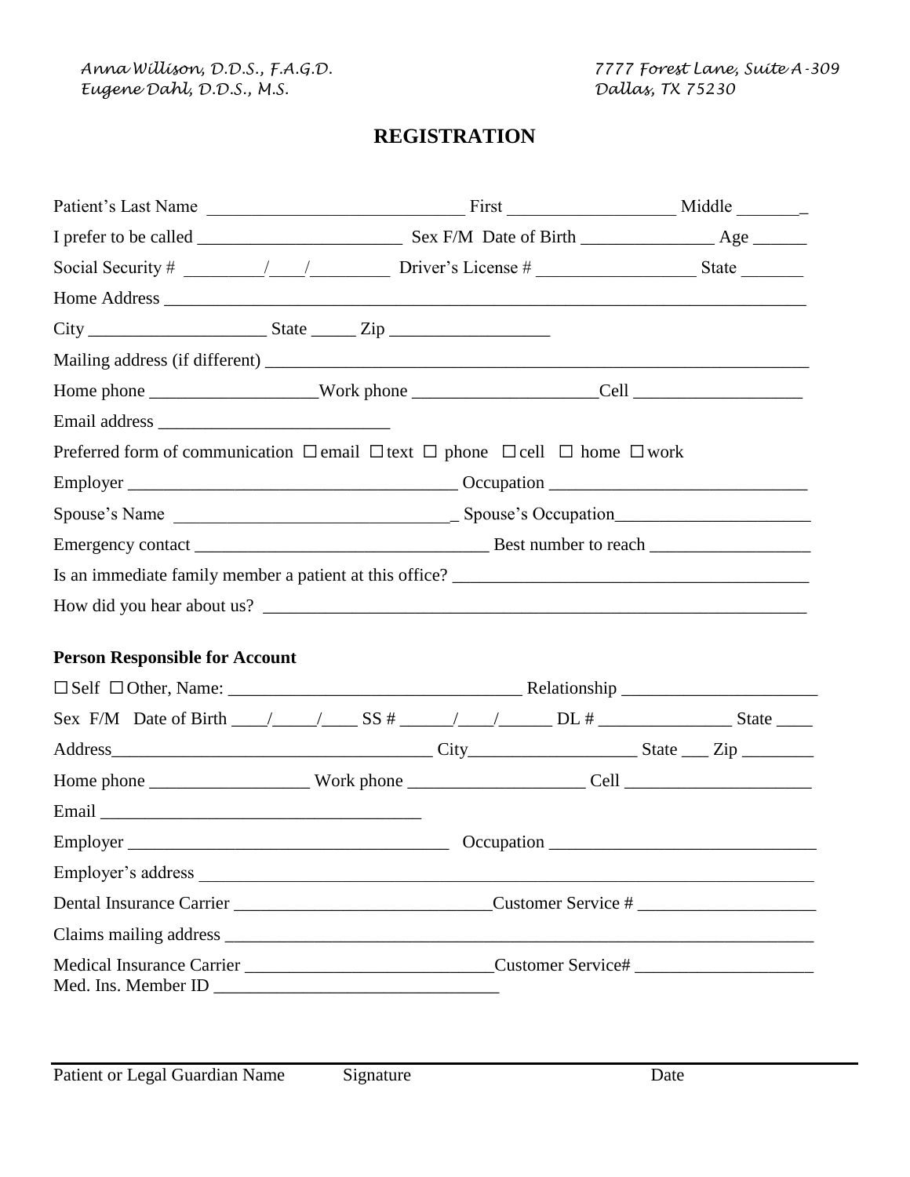*Anna Willison, D.D.S., F.A.G.D.*
*Eugene Dahl, D.D.S., M.S.*

*7777 Forest Lane, Suite A-309*
*Dallas, TX 75230*

# REGISTRATION

Patient's Last Name ____________________________ First __________________ Middle _______

I prefer to be called ______________________ Sex F/M Date of Birth ______________ Age ______

Social Security # _________/____/_________ Driver's License # _________________ State _______

Home Address ______________________________________________________________________

City ___________________ State _____ Zip _________________

Mailing address (if different) ________________________________________________________

Home phone __________________Work phone ____________________Cell __________________

Email address _________________________

Preferred form of communication ☐ email ☐ text ☐ phone ☐ cell ☐ home ☐ work

Employer ___________________________________ Occupation ____________________________

Spouse's Name ______________________________ Spouse's Occupation_____________________

Emergency contact ________________________________ Best number to reach _________________

Is an immediate family member a patient at this office? _______________________________________

How did you hear about us? __________________________________________________________

**Person Responsible for Account**

☐ Self ☐ Other, Name: ________________________________ Relationship _____________________

Sex F/M Date of Birth ____/_____/____ SS # ______/____/______ DL # _______________ State ____

Address___________________________________ City__________________ State ___ Zip ________

Home phone _________________ Work phone ___________________ Cell ____________________

Email ___________________________________

Employer ___________________________________ Occupation _____________________________

Employer's address ____________________________________________________________________

Dental Insurance Carrier ____________________________Customer Service # ___________________

Claims mailing address __________________________________________________________________

Medical Insurance Carrier ___________________________Customer Service# ___________________
Med. Ins. Member ID _______________________________

_______________________________________________________________________________________
Patient or Legal Guardian Name Signature Date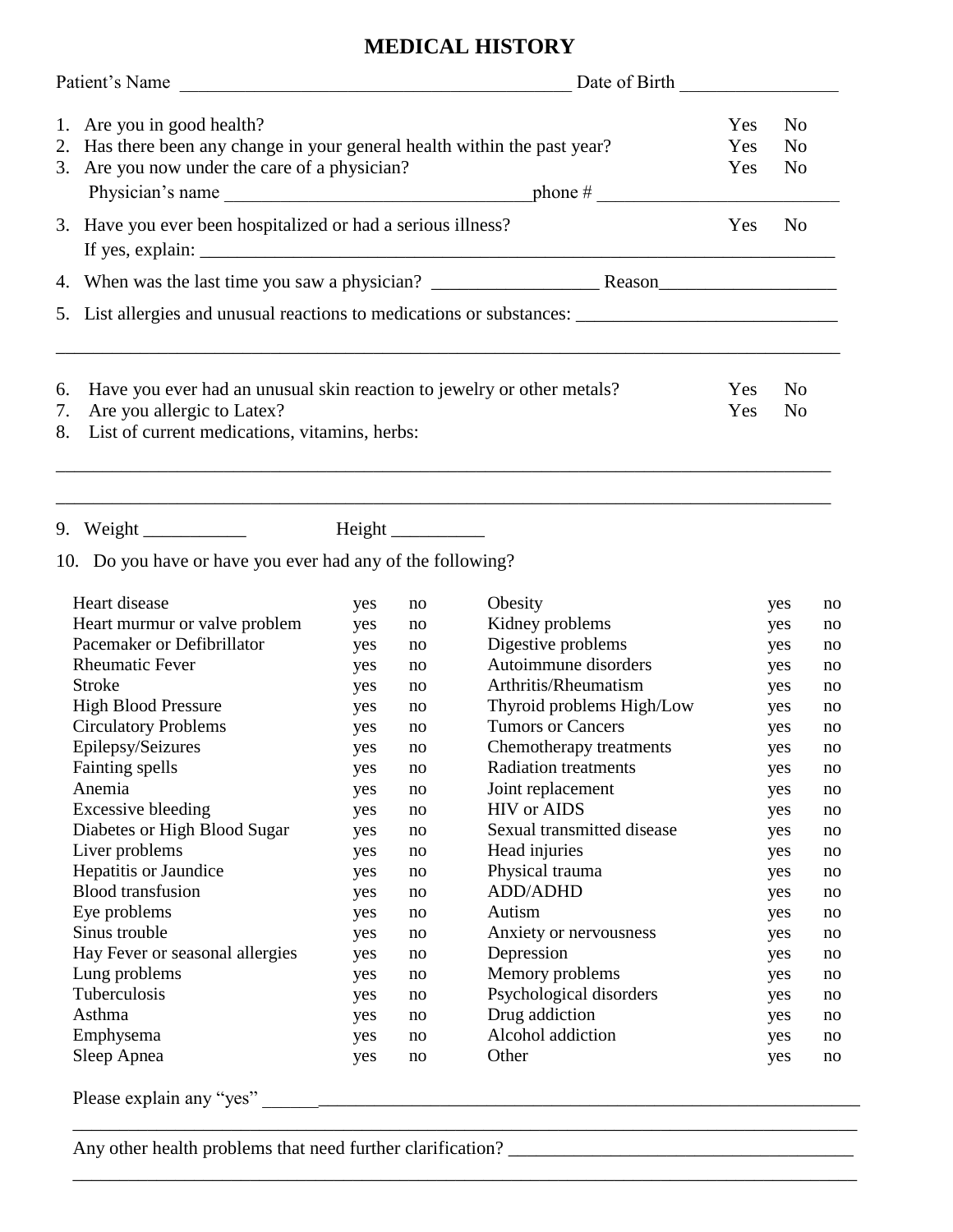# MEDICAL HISTORY

Patient's Name ________________________________________ Date of Birth ________________

1. Are you in good health? Yes No
2. Has there been any change in your general health within the past year? Yes No
3. Are you now under the care of a physician? Yes No

   Physician's name ________________________________ phone # __________________________

3. Have you ever been hospitalized or had a serious illness? Yes No

   If yes, explain: ______________________________________________________________________

4. When was the last time you saw a physician? _________________ Reason__________________

5. List allergies and unusual reactions to medications or substances: ___________________________

_______________________________________________________________________________

6. Have you ever had an unusual skin reaction to jewelry or other metals? Yes No
7. Are you allergic to Latex? Yes No
8. List of current medications, vitamins, herbs:

_______________________________________________________________________________

_______________________________________________________________________________

9. Weight ___________ Height __________

10. Do you have or have you ever had any of the following?

| | | | | | |
|---|---|---|---|---|---|
| Heart disease | yes | no | Obesity | yes | no |
| Heart murmur or valve problem | yes | no | Kidney problems | yes | no |
| Pacemaker or Defibrillator | yes | no | Digestive problems | yes | no |
| Rheumatic Fever | yes | no | Autoimmune disorders | yes | no |
| Stroke | yes | no | Arthritis/Rheumatism | yes | no |
| High Blood Pressure | yes | no | Thyroid problems High/Low | yes | no |
| Circulatory Problems | yes | no | Tumors or Cancers | yes | no |
| Epilepsy/Seizures | yes | no | Chemotherapy treatments | yes | no |
| Fainting spells | yes | no | Radiation treatments | yes | no |
| Anemia | yes | no | Joint replacement | yes | no |
| Excessive bleeding | yes | no | HIV or AIDS | yes | no |
| Diabetes or High Blood Sugar | yes | no | Sexual transmitted disease | yes | no |
| Liver problems | yes | no | Head injuries | yes | no |
| Hepatitis or Jaundice | yes | no | Physical trauma | yes | no |
| Blood transfusion | yes | no | ADD/ADHD | yes | no |
| Eye problems | yes | no | Autism | yes | no |
| Sinus trouble | yes | no | Anxiety or nervousness | yes | no |
| Hay Fever or seasonal allergies | yes | no | Depression | yes | no |
| Lung problems | yes | no | Memory problems | yes | no |
| Tuberculosis | yes | no | Psychological disorders | yes | no |
| Asthma | yes | no | Drug addiction | yes | no |
| Emphysema | yes | no | Alcohol addiction | yes | no |
| Sleep Apnea | yes | no | Other | yes | no |

Please explain any "yes" _______________________________________________________________

_______________________________________________________________________________

Any other health problems that need further clarification? ______________________________________

_______________________________________________________________________________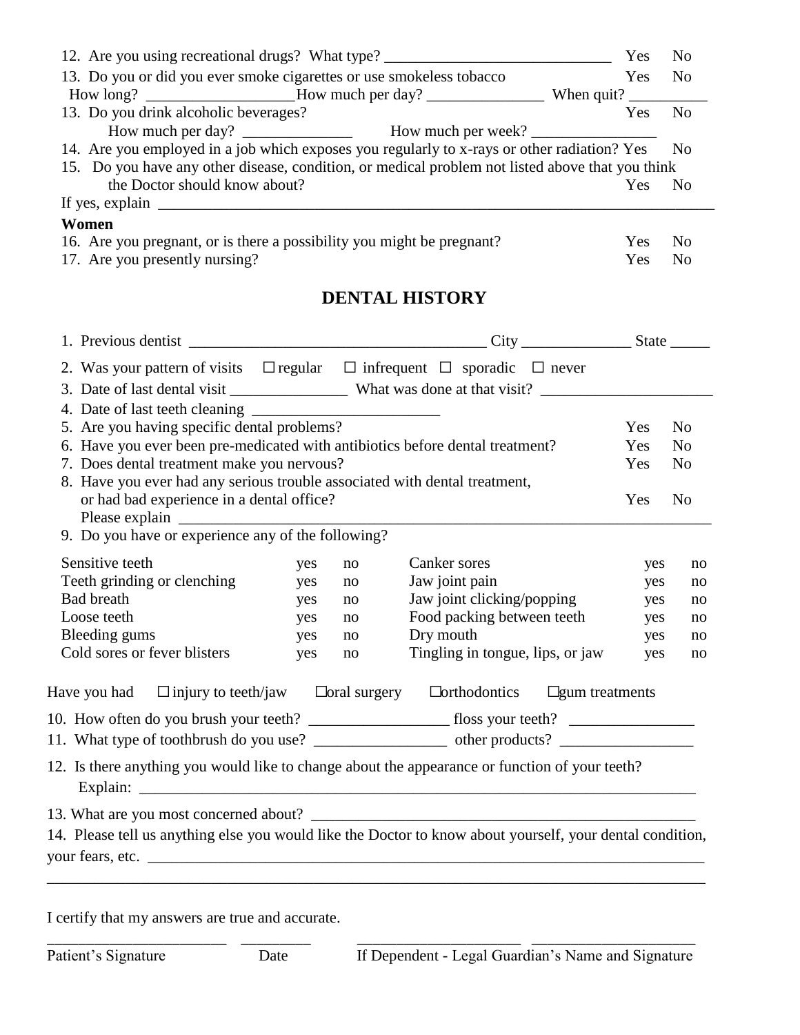12. Are you using recreational drugs? What type? _____________________________ Yes No

13. Do you or did you ever smoke cigarettes or use smokeless tobacco Yes No
How long? ___________________How much per day? _______________ When quit? __________

13. Do you drink alcoholic beverages? Yes No
How much per day? ______________ How much per week? ________________

14. Are you employed in a job which exposes you regularly to x-rays or other radiation? Yes No

15. Do you have any other disease, condition, or medical problem not listed above that you think the Doctor should know about? Yes No
If yes, explain ___________________________________________________________________________

**Women**

16. Are you pregnant, or is there a possibility you might be pregnant? Yes No

17. Are you presently nursing? Yes No

## DENTAL HISTORY

1. Previous dentist ______________________________________ City ______________ State _____
2. Was your pattern of visits ☐ regular ☐ infrequent ☐ sporadic ☐ never
3. Date of last dental visit _______________ What was done at that visit? ______________________
4. Date of last teeth cleaning ________________________
5. Are you having specific dental problems? Yes No
6. Have you ever been pre-medicated with antibiotics before dental treatment? Yes No
7. Does dental treatment make you nervous? Yes No
8. Have you ever had any serious trouble associated with dental treatment, or had bad experience in a dental office? Yes No
Please explain ______________________________________________________________________
9. Do you have or experience any of the following?

| | | | | | |
|---|---|---|---|---|---|
| Sensitive teeth | yes | no | Canker sores | yes | no |
| Teeth grinding or clenching | yes | no | Jaw joint pain | yes | no |
| Bad breath | yes | no | Jaw joint clicking/popping | yes | no |
| Loose teeth | yes | no | Food packing between teeth | yes | no |
| Bleeding gums | yes | no | Dry mouth | yes | no |
| Cold sores or fever blisters | yes | no | Tingling in tongue, lips, or jaw | yes | no |

Have you had ☐ injury to teeth/jaw ☐oral surgery ☐orthodontics ☐gum treatments

10. How often do you brush your teeth? _________________ floss your teeth? ________________

11. What type of toothbrush do you use? _________________ other products? _________________

12. Is there anything you would like to change about the appearance or function of your teeth?
Explain: ___________________________________________________________________________

13. What are you most concerned about? ________________________________________________

14. Please tell us anything else you would like the Doctor to know about yourself, your dental condition, your fears, etc. ___________________________________________________________________________
_____________________________________________________________________________________

I certify that my answers are true and accurate.

_______________________ _________ ____________________ ____________________
Patient's Signature Date If Dependent - Legal Guardian's Name and Signature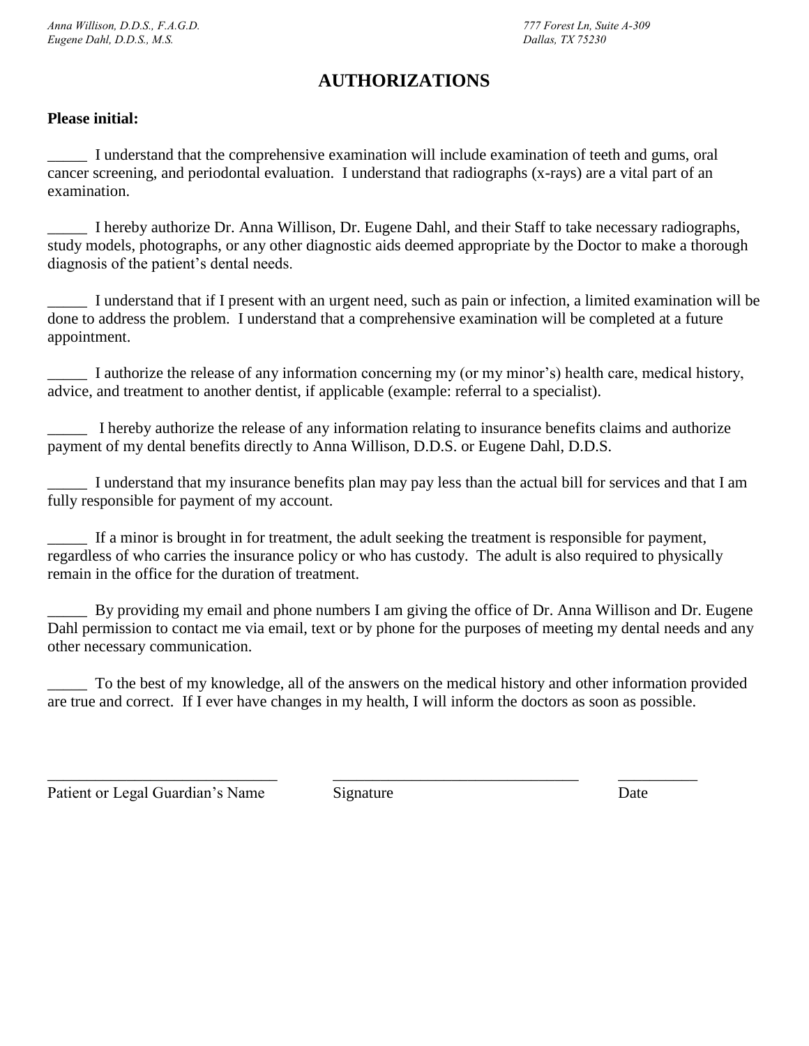*Anna Willison, D.D.S., F.A.G.D.*
*Eugene Dahl, D.D.S., M.S.*

*777 Forest Ln, Suite A-309*
*Dallas, TX 75230*

# AUTHORIZATIONS

**Please initial:**

_____ I understand that the comprehensive examination will include examination of teeth and gums, oral cancer screening, and periodontal evaluation. I understand that radiographs (x-rays) are a vital part of an examination.

_____ I hereby authorize Dr. Anna Willison, Dr. Eugene Dahl, and their Staff to take necessary radiographs, study models, photographs, or any other diagnostic aids deemed appropriate by the Doctor to make a thorough diagnosis of the patient's dental needs.

_____ I understand that if I present with an urgent need, such as pain or infection, a limited examination will be done to address the problem. I understand that a comprehensive examination will be completed at a future appointment.

_____ I authorize the release of any information concerning my (or my minor's) health care, medical history, advice, and treatment to another dentist, if applicable (example: referral to a specialist).

_____ I hereby authorize the release of any information relating to insurance benefits claims and authorize payment of my dental benefits directly to Anna Willison, D.D.S. or Eugene Dahl, D.D.S.

_____ I understand that my insurance benefits plan may pay less than the actual bill for services and that I am fully responsible for payment of my account.

_____ If a minor is brought in for treatment, the adult seeking the treatment is responsible for payment, regardless of who carries the insurance policy or who has custody. The adult is also required to physically remain in the office for the duration of treatment.

_____ By providing my email and phone numbers I am giving the office of Dr. Anna Willison and Dr. Eugene Dahl permission to contact me via email, text or by phone for the purposes of meeting my dental needs and any other necessary communication.

_____ To the best of my knowledge, all of the answers on the medical history and other information provided are true and correct. If I ever have changes in my health, I will inform the doctors as soon as possible.

_____________________________ _______________________________ __________
Patient or Legal Guardian's Name Signature Date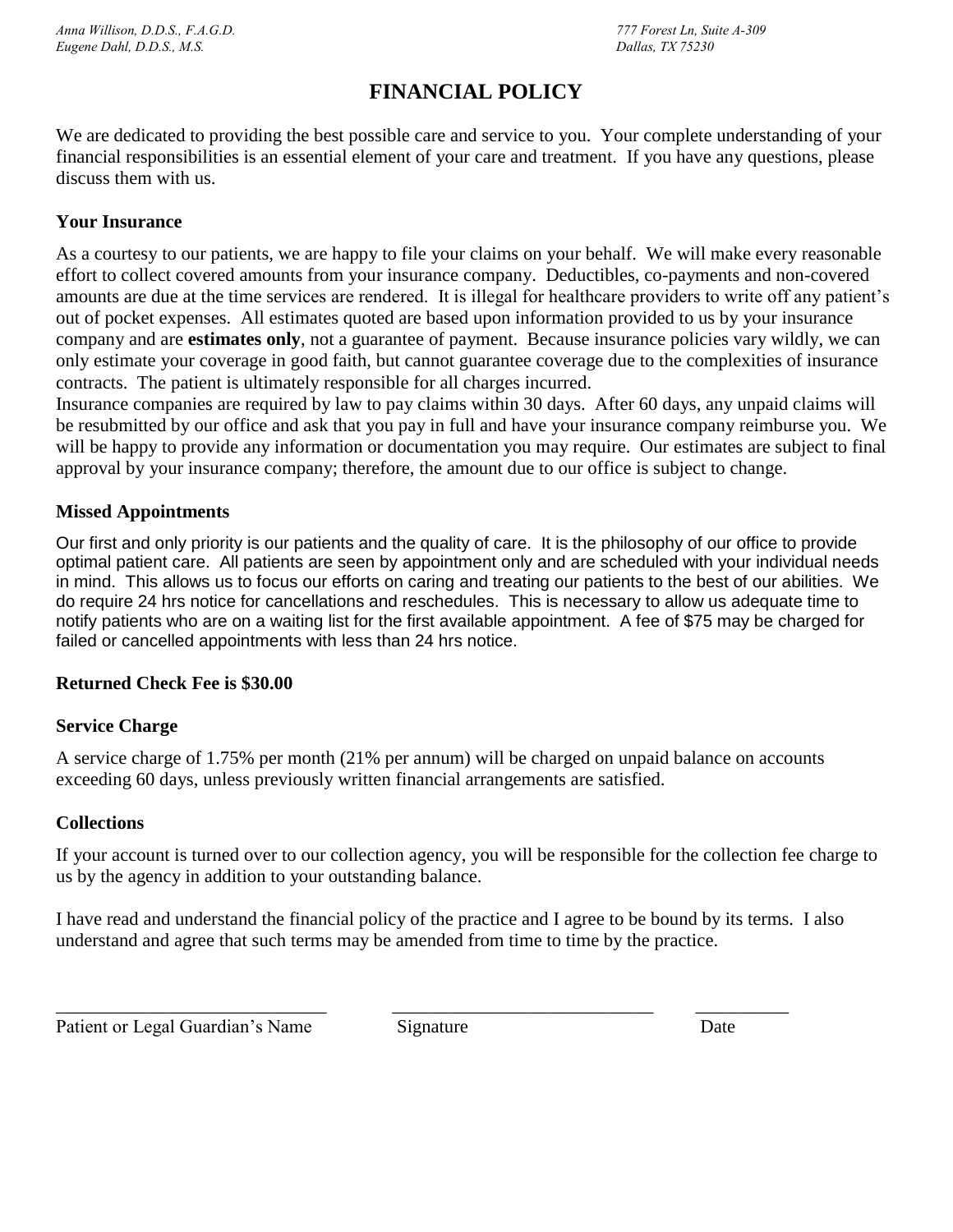*Anna Willison, D.D.S., F.A.G.D.*
*Eugene Dahl, D.D.S., M.S.*

*777 Forest Ln, Suite A-309*
*Dallas, TX 75230*

# FINANCIAL POLICY

We are dedicated to providing the best possible care and service to you. Your complete understanding of your financial responsibilities is an essential element of your care and treatment. If you have any questions, please discuss them with us.

### Your Insurance

As a courtesy to our patients, we are happy to file your claims on your behalf. We will make every reasonable effort to collect covered amounts from your insurance company. Deductibles, co-payments and non-covered amounts are due at the time services are rendered. It is illegal for healthcare providers to write off any patient's out of pocket expenses. All estimates quoted are based upon information provided to us by your insurance company and are **estimates only**, not a guarantee of payment. Because insurance policies vary wildly, we can only estimate your coverage in good faith, but cannot guarantee coverage due to the complexities of insurance contracts. The patient is ultimately responsible for all charges incurred.
Insurance companies are required by law to pay claims within 30 days. After 60 days, any unpaid claims will be resubmitted by our office and ask that you pay in full and have your insurance company reimburse you. We will be happy to provide any information or documentation you may require. Our estimates are subject to final approval by your insurance company; therefore, the amount due to our office is subject to change.

### Missed Appointments

Our first and only priority is our patients and the quality of care. It is the philosophy of our office to provide optimal patient care. All patients are seen by appointment only and are scheduled with your individual needs in mind. This allows us to focus our efforts on caring and treating our patients to the best of our abilities. We do require 24 hrs notice for cancellations and reschedules. This is necessary to allow us adequate time to notify patients who are on a waiting list for the first available appointment. A fee of $75 may be charged for failed or cancelled appointments with less than 24 hrs notice.

### Returned Check Fee is $30.00

### Service Charge

A service charge of 1.75% per month (21% per annum) will be charged on unpaid balance on accounts exceeding 60 days, unless previously written financial arrangements are satisfied.

### Collections

If your account is turned over to our collection agency, you will be responsible for the collection fee charge to us by the agency in addition to your outstanding balance.

I have read and understand the financial policy of the practice and I agree to be bound by its terms. I also understand and agree that such terms may be amended from time to time by the practice.

_____________________________ _____________________________ __________
Patient or Legal Guardian's Name Signature Date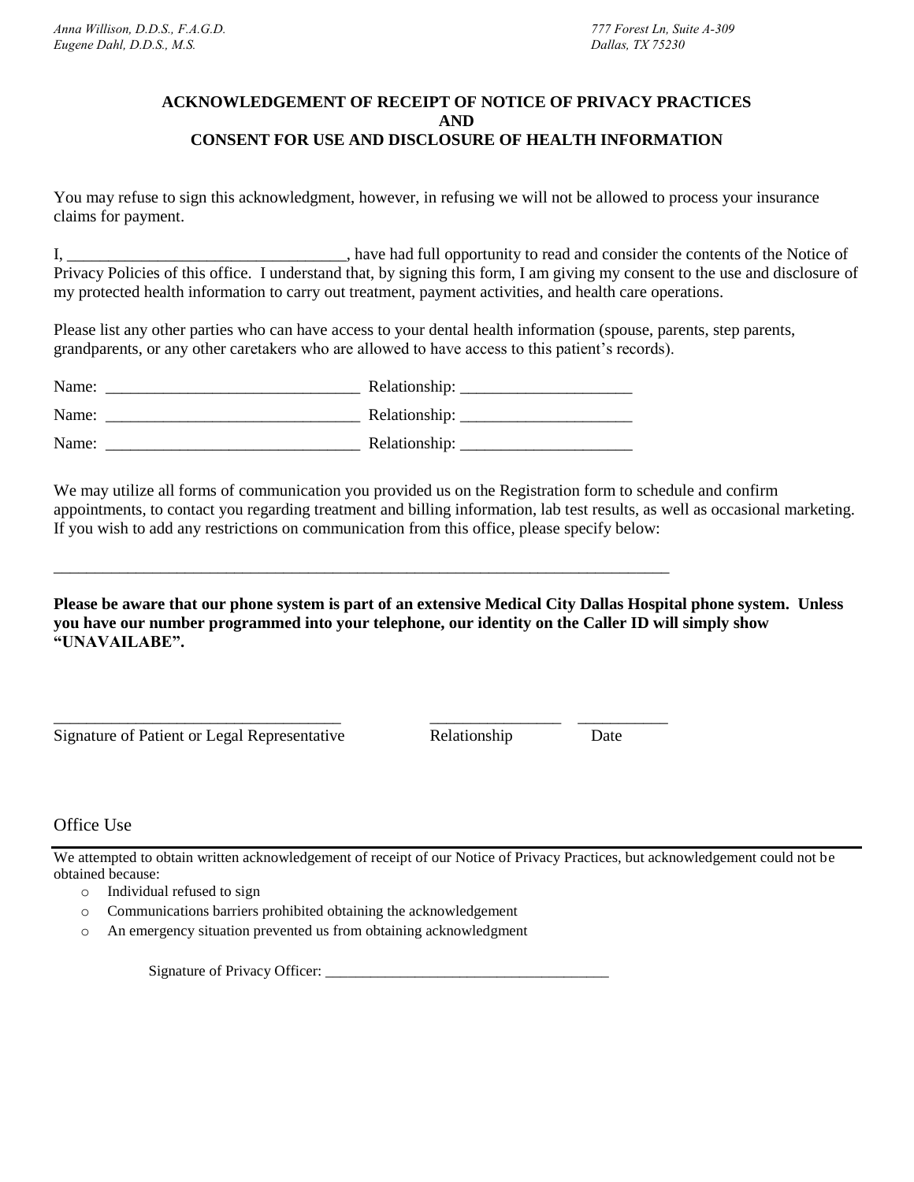*Anna Willison, D.D.S., F.A.G.D.*
*Eugene Dahl, D.D.S., M.S.*

*777 Forest Ln, Suite A-309*
*Dallas, TX 75230*

**ACKNOWLEDGEMENT OF RECEIPT OF NOTICE OF PRIVACY PRACTICES**
**AND**
**CONSENT FOR USE AND DISCLOSURE OF HEALTH INFORMATION**

You may refuse to sign this acknowledgment, however, in refusing we will not be allowed to process your insurance claims for payment.

I, __________________________________, have had full opportunity to read and consider the contents of the Notice of Privacy Policies of this office. I understand that, by signing this form, I am giving my consent to the use and disclosure of my protected health information to carry out treatment, payment activities, and health care operations.

Please list any other parties who can have access to your dental health information (spouse, parents, step parents, grandparents, or any other caretakers who are allowed to have access to this patient's records).

Name: _______________________________ Relationship: ____________________

Name: _______________________________ Relationship: ____________________

Name: _______________________________ Relationship: ____________________

We may utilize all forms of communication you provided us on the Registration form to schedule and confirm appointments, to contact you regarding treatment and billing information, lab test results, as well as occasional marketing. If you wish to add any restrictions on communication from this office, please specify below:

_____________________________________________________________________________

**Please be aware that our phone system is part of an extensive Medical City Dallas Hospital phone system. Unless you have our number programmed into your telephone, our identity on the Caller ID will simply show "UNAVAILABE".**

___________________________________ ________________ ___________
Signature of Patient or Legal Representative Relationship Date

## Office Use

We attempted to obtain written acknowledgement of receipt of our Notice of Privacy Practices, but acknowledgement could not be obtained because:

- Individual refused to sign
- Communications barriers prohibited obtaining the acknowledgement
- An emergency situation prevented us from obtaining acknowledgment

Signature of Privacy Officer: _____________________________________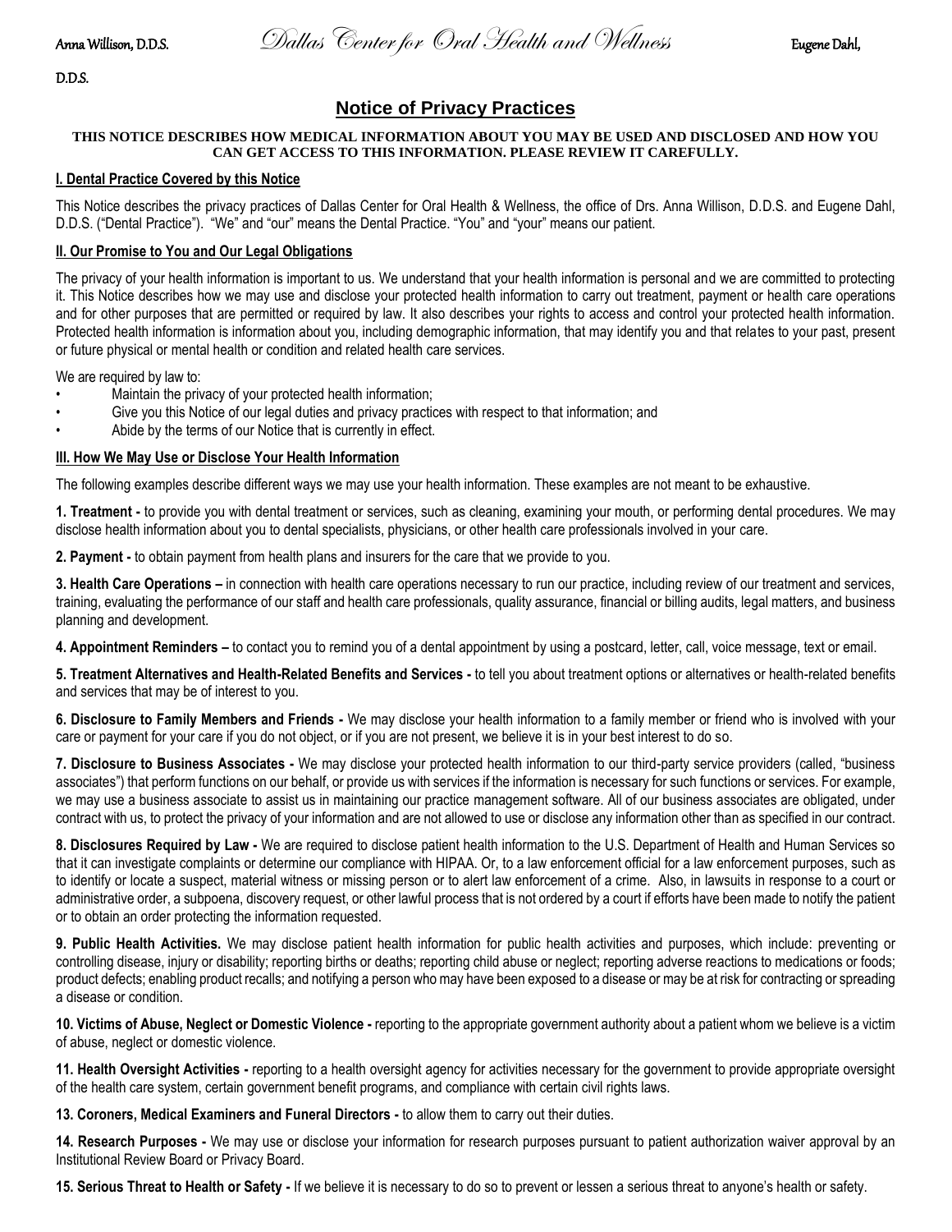Anna Willison, D.D.S. *Dallas Center for Oral Health and Wellness* Eugene Dahl, D.D.S.

# Notice of Privacy Practices

**THIS NOTICE DESCRIBES HOW MEDICAL INFORMATION ABOUT YOU MAY BE USED AND DISCLOSED AND HOW YOU CAN GET ACCESS TO THIS INFORMATION. PLEASE REVIEW IT CAREFULLY.**

## I. Dental Practice Covered by this Notice

This Notice describes the privacy practices of Dallas Center for Oral Health & Wellness, the office of Drs. Anna Willison, D.D.S. and Eugene Dahl, D.D.S. ("Dental Practice"). "We" and "our" means the Dental Practice. "You" and "your" means our patient.

## II. Our Promise to You and Our Legal Obligations

The privacy of your health information is important to us. We understand that your health information is personal and we are committed to protecting it. This Notice describes how we may use and disclose your protected health information to carry out treatment, payment or health care operations and for other purposes that are permitted or required by law. It also describes your rights to access and control your protected health information. Protected health information is information about you, including demographic information, that may identify you and that relates to your past, present or future physical or mental health or condition and related health care services.

We are required by law to:

- Maintain the privacy of your protected health information;
- Give you this Notice of our legal duties and privacy practices with respect to that information; and
- Abide by the terms of our Notice that is currently in effect.

## III. How We May Use or Disclose Your Health Information

The following examples describe different ways we may use your health information. These examples are not meant to be exhaustive.

**1. Treatment -** to provide you with dental treatment or services, such as cleaning, examining your mouth, or performing dental procedures. We may disclose health information about you to dental specialists, physicians, or other health care professionals involved in your care.

**2. Payment -** to obtain payment from health plans and insurers for the care that we provide to you.

**3. Health Care Operations –** in connection with health care operations necessary to run our practice, including review of our treatment and services, training, evaluating the performance of our staff and health care professionals, quality assurance, financial or billing audits, legal matters, and business planning and development.

**4. Appointment Reminders –** to contact you to remind you of a dental appointment by using a postcard, letter, call, voice message, text or email.

**5. Treatment Alternatives and Health-Related Benefits and Services -** to tell you about treatment options or alternatives or health-related benefits and services that may be of interest to you.

**6. Disclosure to Family Members and Friends -** We may disclose your health information to a family member or friend who is involved with your care or payment for your care if you do not object, or if you are not present, we believe it is in your best interest to do so.

**7. Disclosure to Business Associates -** We may disclose your protected health information to our third-party service providers (called, "business associates") that perform functions on our behalf, or provide us with services if the information is necessary for such functions or services. For example, we may use a business associate to assist us in maintaining our practice management software. All of our business associates are obligated, under contract with us, to protect the privacy of your information and are not allowed to use or disclose any information other than as specified in our contract.

**8. Disclosures Required by Law -** We are required to disclose patient health information to the U.S. Department of Health and Human Services so that it can investigate complaints or determine our compliance with HIPAA. Or, to a law enforcement official for a law enforcement purposes, such as to identify or locate a suspect, material witness or missing person or to alert law enforcement of a crime. Also, in lawsuits in response to a court or administrative order, a subpoena, discovery request, or other lawful process that is not ordered by a court if efforts have been made to notify the patient or to obtain an order protecting the information requested.

**9. Public Health Activities.** We may disclose patient health information for public health activities and purposes, which include: preventing or controlling disease, injury or disability; reporting births or deaths; reporting child abuse or neglect; reporting adverse reactions to medications or foods; product defects; enabling product recalls; and notifying a person who may have been exposed to a disease or may be at risk for contracting or spreading a disease or condition.

**10. Victims of Abuse, Neglect or Domestic Violence -** reporting to the appropriate government authority about a patient whom we believe is a victim of abuse, neglect or domestic violence.

**11. Health Oversight Activities -** reporting to a health oversight agency for activities necessary for the government to provide appropriate oversight of the health care system, certain government benefit programs, and compliance with certain civil rights laws.

**13. Coroners, Medical Examiners and Funeral Directors -** to allow them to carry out their duties.

**14. Research Purposes -** We may use or disclose your information for research purposes pursuant to patient authorization waiver approval by an Institutional Review Board or Privacy Board.

**15. Serious Threat to Health or Safety -** If we believe it is necessary to do so to prevent or lessen a serious threat to anyone's health or safety.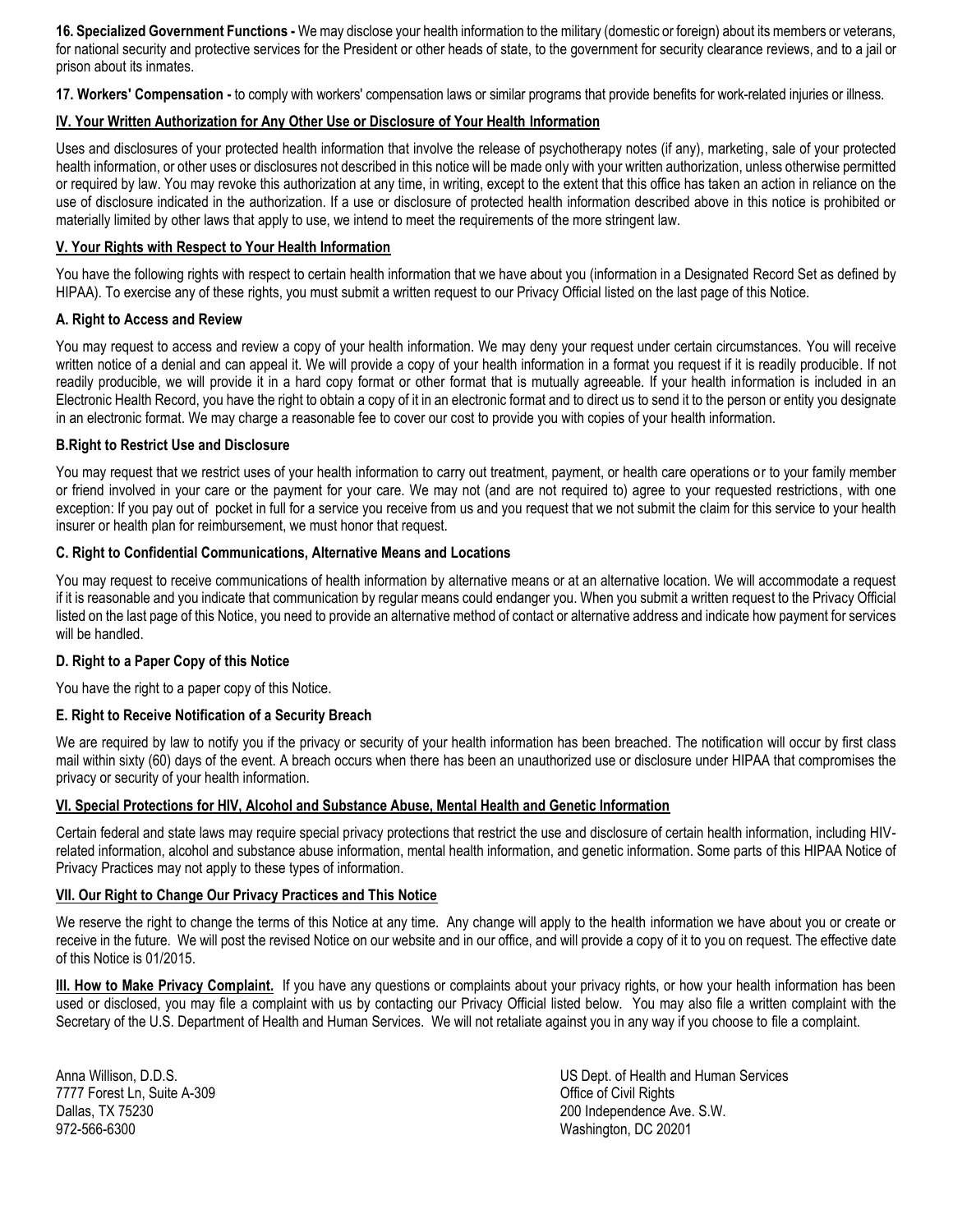**16. Specialized Government Functions -** We may disclose your health information to the military (domestic or foreign) about its members or veterans, for national security and protective services for the President or other heads of state, to the government for security clearance reviews, and to a jail or prison about its inmates.

**17. Workers' Compensation -** to comply with workers' compensation laws or similar programs that provide benefits for work-related injuries or illness.

## IV. Your Written Authorization for Any Other Use or Disclosure of Your Health Information

Uses and disclosures of your protected health information that involve the release of psychotherapy notes (if any), marketing, sale of your protected health information, or other uses or disclosures not described in this notice will be made only with your written authorization, unless otherwise permitted or required by law. You may revoke this authorization at any time, in writing, except to the extent that this office has taken an action in reliance on the use of disclosure indicated in the authorization. If a use or disclosure of protected health information described above in this notice is prohibited or materially limited by other laws that apply to use, we intend to meet the requirements of the more stringent law.

## V. Your Rights with Respect to Your Health Information

You have the following rights with respect to certain health information that we have about you (information in a Designated Record Set as defined by HIPAA). To exercise any of these rights, you must submit a written request to our Privacy Official listed on the last page of this Notice.

### A. Right to Access and Review

You may request to access and review a copy of your health information. We may deny your request under certain circumstances. You will receive written notice of a denial and can appeal it. We will provide a copy of your health information in a format you request if it is readily producible. If not readily producible, we will provide it in a hard copy format or other format that is mutually agreeable. If your health information is included in an Electronic Health Record, you have the right to obtain a copy of it in an electronic format and to direct us to send it to the person or entity you designate in an electronic format. We may charge a reasonable fee to cover our cost to provide you with copies of your health information.

### B.Right to Restrict Use and Disclosure

You may request that we restrict uses of your health information to carry out treatment, payment, or health care operations or to your family member or friend involved in your care or the payment for your care. We may not (and are not required to) agree to your requested restrictions, with one exception: If you pay out of pocket in full for a service you receive from us and you request that we not submit the claim for this service to your health insurer or health plan for reimbursement, we must honor that request.

### C. Right to Confidential Communications, Alternative Means and Locations

You may request to receive communications of health information by alternative means or at an alternative location. We will accommodate a request if it is reasonable and you indicate that communication by regular means could endanger you. When you submit a written request to the Privacy Official listed on the last page of this Notice, you need to provide an alternative method of contact or alternative address and indicate how payment for services will be handled.

### D. Right to a Paper Copy of this Notice

You have the right to a paper copy of this Notice.

### E. Right to Receive Notification of a Security Breach

We are required by law to notify you if the privacy or security of your health information has been breached. The notification will occur by first class mail within sixty (60) days of the event. A breach occurs when there has been an unauthorized use or disclosure under HIPAA that compromises the privacy or security of your health information.

## VI. Special Protections for HIV, Alcohol and Substance Abuse, Mental Health and Genetic Information

Certain federal and state laws may require special privacy protections that restrict the use and disclosure of certain health information, including HIV-related information, alcohol and substance abuse information, mental health information, and genetic information. Some parts of this HIPAA Notice of Privacy Practices may not apply to these types of information.

## VII. Our Right to Change Our Privacy Practices and This Notice

We reserve the right to change the terms of this Notice at any time. Any change will apply to the health information we have about you or create or receive in the future. We will post the revised Notice on our website and in our office, and will provide a copy of it to you on request. The effective date of this Notice is 01/2015.

**III. How to Make Privacy Complaint.** If you have any questions or complaints about your privacy rights, or how your health information has been used or disclosed, you may file a complaint with us by contacting our Privacy Official listed below. You may also file a written complaint with the Secretary of the U.S. Department of Health and Human Services. We will not retaliate against you in any way if you choose to file a complaint.

Anna Willison, D.D.S.
7777 Forest Ln, Suite A-309
Dallas, TX 75230
972-566-6300

US Dept. of Health and Human Services
Office of Civil Rights
200 Independence Ave. S.W.
Washington, DC 20201